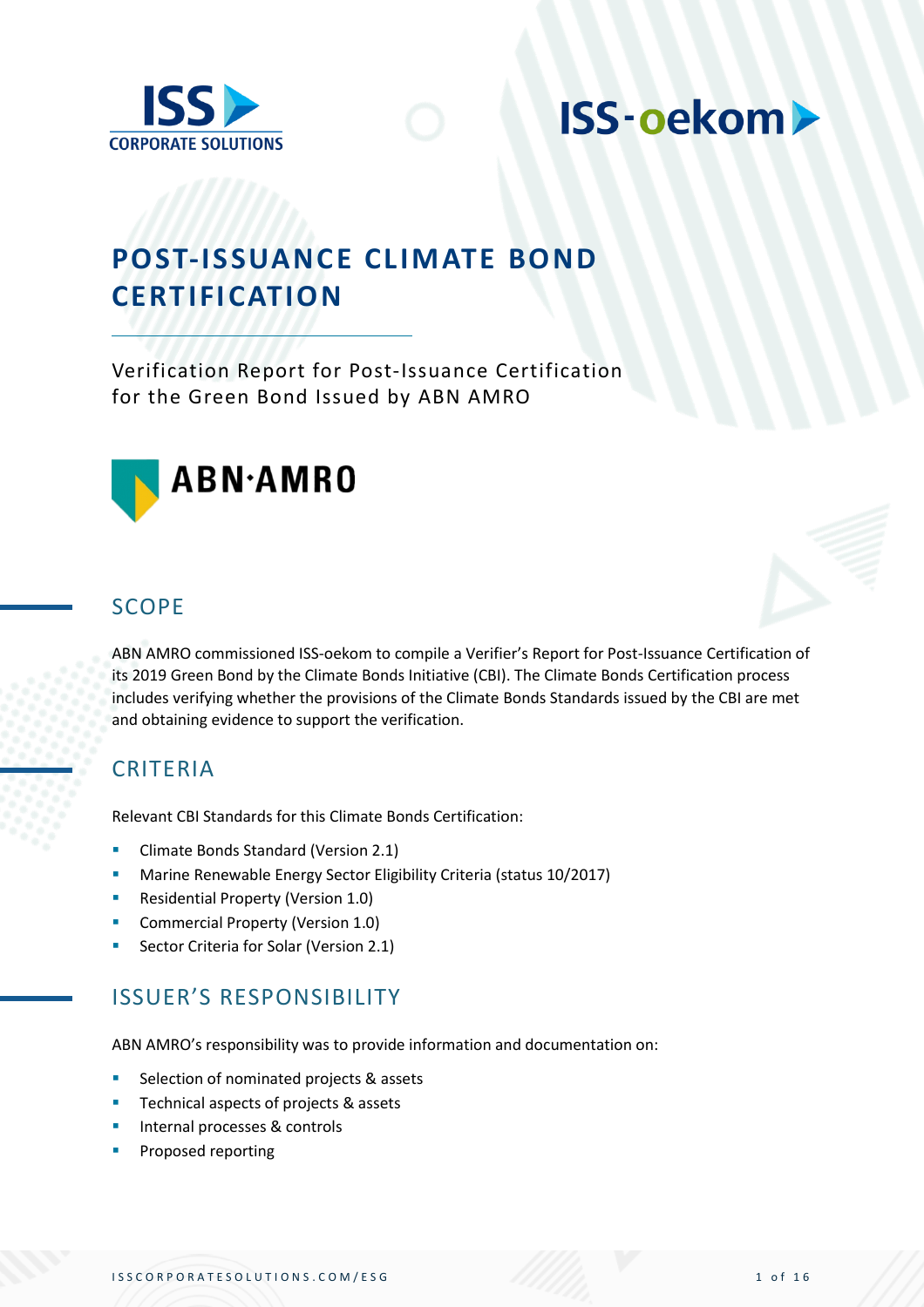# POST-ISSUANCE CLIMATE BOND CERTIFICATION

Verification Report for Post-Issuance Certification for the Green Bond Issued by ABN AMRO

## SCOPE

ABN AMRO commissioned ISS-oekom to compile a Verifier's Report for Post-Issuance Certification of its 2019 Green Bond by the Climate Bonds Initiative (CBI). The Climate Bonds Certification process includes verifying whether the provisions of the Climate Bonds Standards issued by the CBI are met and obtaining evidence to support the verification.

## CRITERIA

Relevant CBI Standards for this Climate Bonds Certification:

- Climate Bonds Standard (Version 2.1)
- Marine Renewable Energy Sector Eligibility Criteria (status 10/2017)
- Residential Property (Version 1.0)
- Commercial Property (Version 1.0)
- Sector Criteria for Solar (Version 2.1)

## ISSUER'S RESPONSIBILITY

ABN AMRO's responsibility was to provide information and documentation on:

- Selection of nominated projects & assets
- Technical aspects of projects & assets
- Internal processes & controls
- Proposed reporting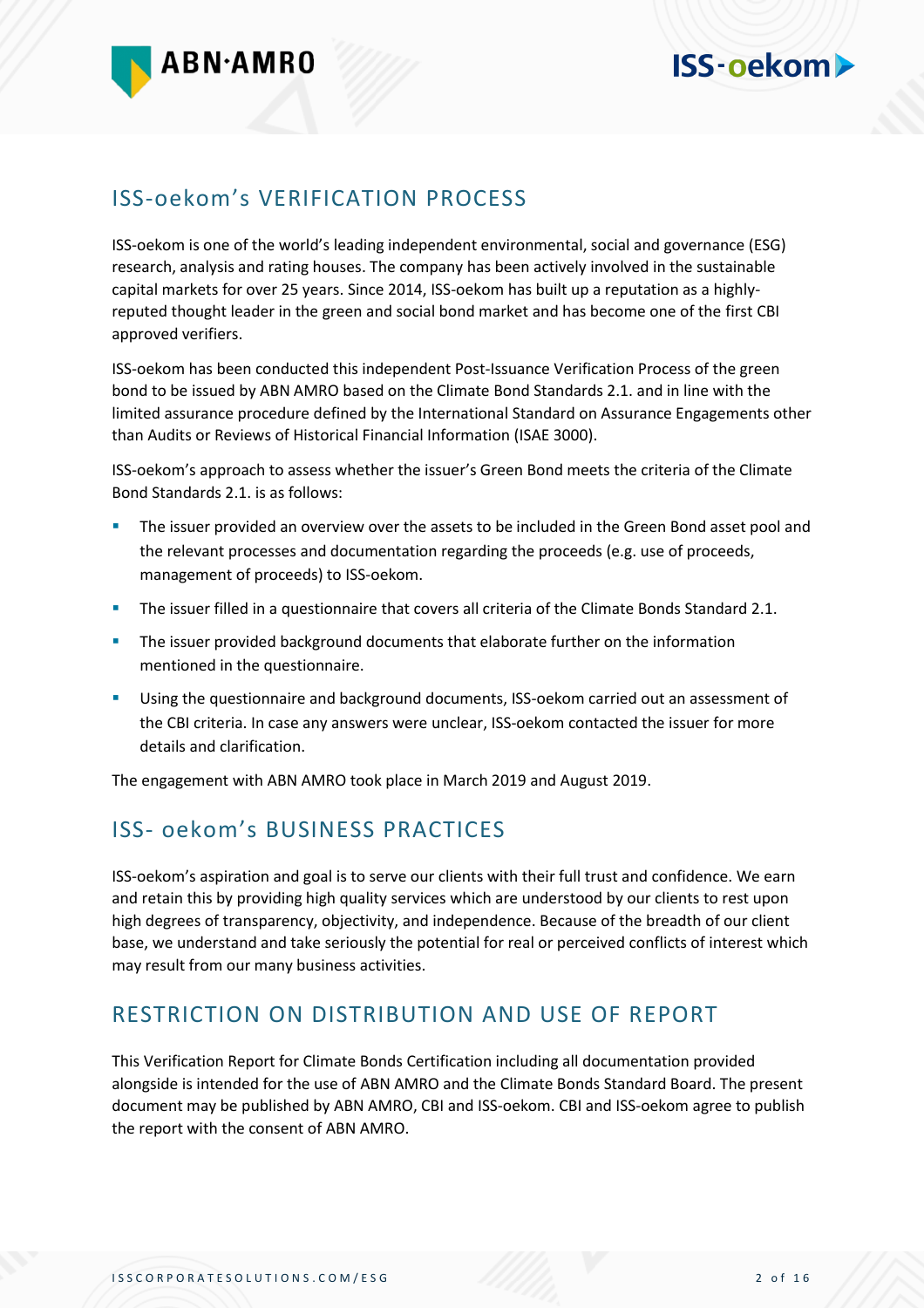## ISS-oekom's VERIFICATION PROCESS

ISS-oekom is one of the world's leading independent environmental, social and governance (ESG) research, analysis and rating houses. The company has been actively involved in the sustainable capital markets for over 25 years. Since 2014, ISS-oekom has built up a reputation as a highly-reputed thought leader in the green and social bond market and has become one of the first CBI approved verifiers.

ISS-oekom has been conducted this independent Post-Issuance Verification Process of the green bond to be issued by ABN AMRO based on the Climate Bond Standards 2.1. and in line with the limited assurance procedure defined by the International Standard on Assurance Engagements other than Audits or Reviews of Historical Financial Information (ISAE 3000).

ISS-oekom's approach to assess whether the issuer's Green Bond meets the criteria of the Climate Bond Standards 2.1. is as follows:

- The issuer provided an overview over the assets to be included in the Green Bond asset pool and the relevant processes and documentation regarding the proceeds (e.g. use of proceeds, management of proceeds) to ISS-oekom.
- The issuer filled in a questionnaire that covers all criteria of the Climate Bonds Standard 2.1.
- The issuer provided background documents that elaborate further on the information mentioned in the questionnaire.
- Using the questionnaire and background documents, ISS-oekom carried out an assessment of the CBI criteria. In case any answers were unclear, ISS-oekom contacted the issuer for more details and clarification.

The engagement with ABN AMRO took place in March 2019 and August 2019.

## ISS- oekom's BUSINESS PRACTICES

ISS-oekom's aspiration and goal is to serve our clients with their full trust and confidence. We earn and retain this by providing high quality services which are understood by our clients to rest upon high degrees of transparency, objectivity, and independence. Because of the breadth of our client base, we understand and take seriously the potential for real or perceived conflicts of interest which may result from our many business activities.

## RESTRICTION ON DISTRIBUTION AND USE OF REPORT

This Verification Report for Climate Bonds Certification including all documentation provided alongside is intended for the use of ABN AMRO and the Climate Bonds Standard Board. The present document may be published by ABN AMRO, CBI and ISS-oekom. CBI and ISS-oekom agree to publish the report with the consent of ABN AMRO.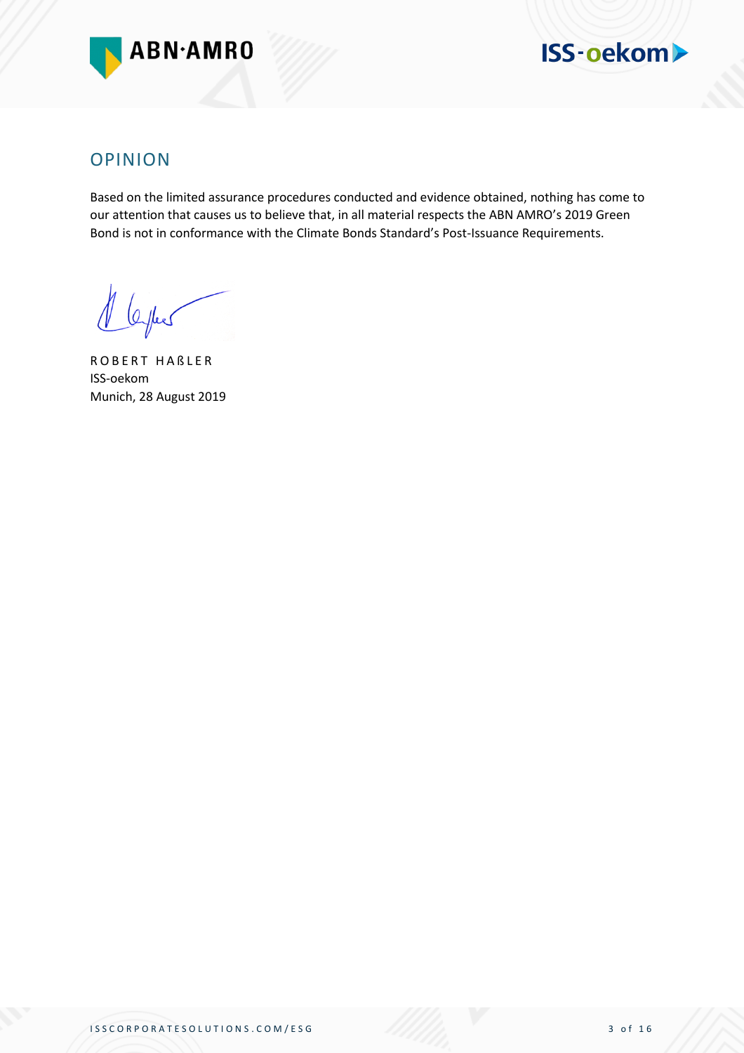## OPINION

Based on the limited assurance procedures conducted and evidence obtained, nothing has come to our attention that causes us to believe that, in all material respects the ABN AMRO's 2019 Green Bond is not in conformance with the Climate Bonds Standard's Post-Issuance Requirements.

ROBERT HAßLER
ISS-oekom
Munich, 28 August 2019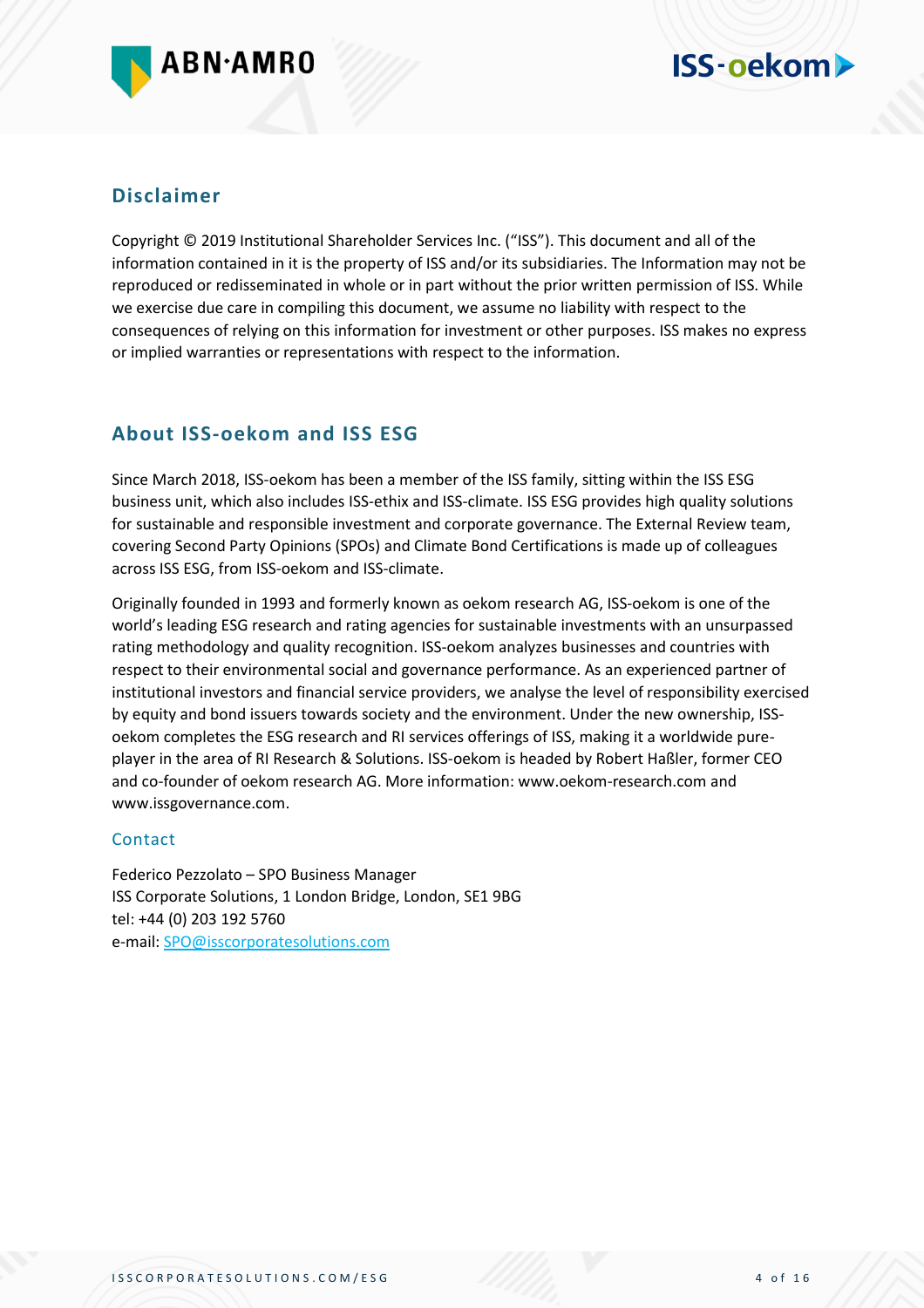## Disclaimer

Copyright © 2019 Institutional Shareholder Services Inc. ("ISS"). This document and all of the information contained in it is the property of ISS and/or its subsidiaries. The Information may not be reproduced or redisseminated in whole or in part without the prior written permission of ISS. While we exercise due care in compiling this document, we assume no liability with respect to the consequences of relying on this information for investment or other purposes. ISS makes no express or implied warranties or representations with respect to the information.

## About ISS-oekom and ISS ESG

Since March 2018, ISS-oekom has been a member of the ISS family, sitting within the ISS ESG business unit, which also includes ISS-ethix and ISS-climate. ISS ESG provides high quality solutions for sustainable and responsible investment and corporate governance. The External Review team, covering Second Party Opinions (SPOs) and Climate Bond Certifications is made up of colleagues across ISS ESG, from ISS-oekom and ISS-climate.

Originally founded in 1993 and formerly known as oekom research AG, ISS-oekom is one of the world's leading ESG research and rating agencies for sustainable investments with an unsurpassed rating methodology and quality recognition. ISS-oekom analyzes businesses and countries with respect to their environmental social and governance performance. As an experienced partner of institutional investors and financial service providers, we analyse the level of responsibility exercised by equity and bond issuers towards society and the environment. Under the new ownership, ISS-oekom completes the ESG research and RI services offerings of ISS, making it a worldwide pure-player in the area of RI Research & Solutions. ISS-oekom is headed by Robert Haßler, former CEO and co-founder of oekom research AG. More information: www.oekom-research.com and www.issgovernance.com.

### Contact

Federico Pezzolato – SPO Business Manager
ISS Corporate Solutions, 1 London Bridge, London, SE1 9BG
tel: +44 (0) 203 192 5760
e-mail: SPO@isscorporatesolutions.com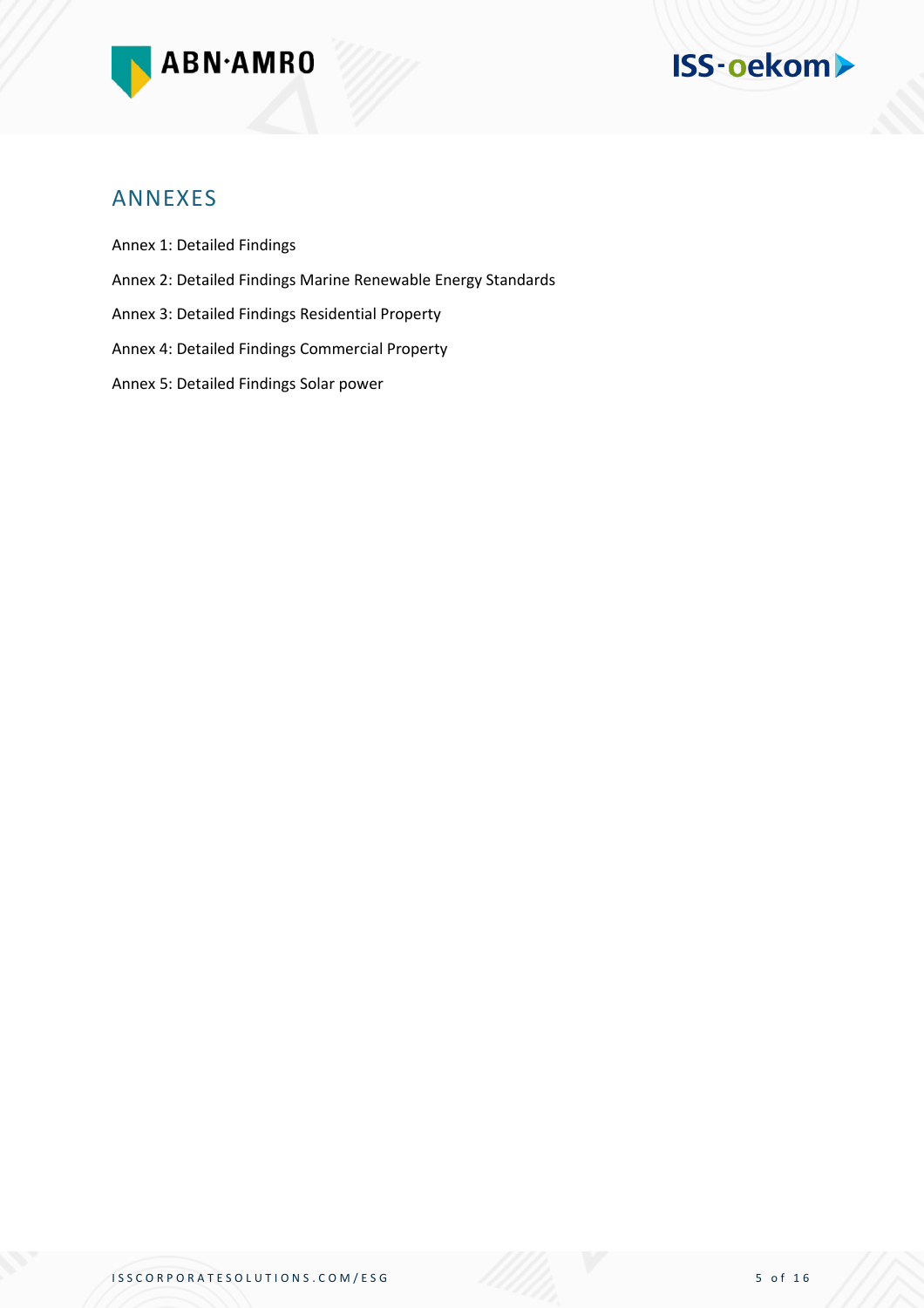## ANNEXES

Annex 1: Detailed Findings

Annex 2: Detailed Findings Marine Renewable Energy Standards

Annex 3: Detailed Findings Residential Property

Annex 4: Detailed Findings Commercial Property

Annex 5: Detailed Findings Solar power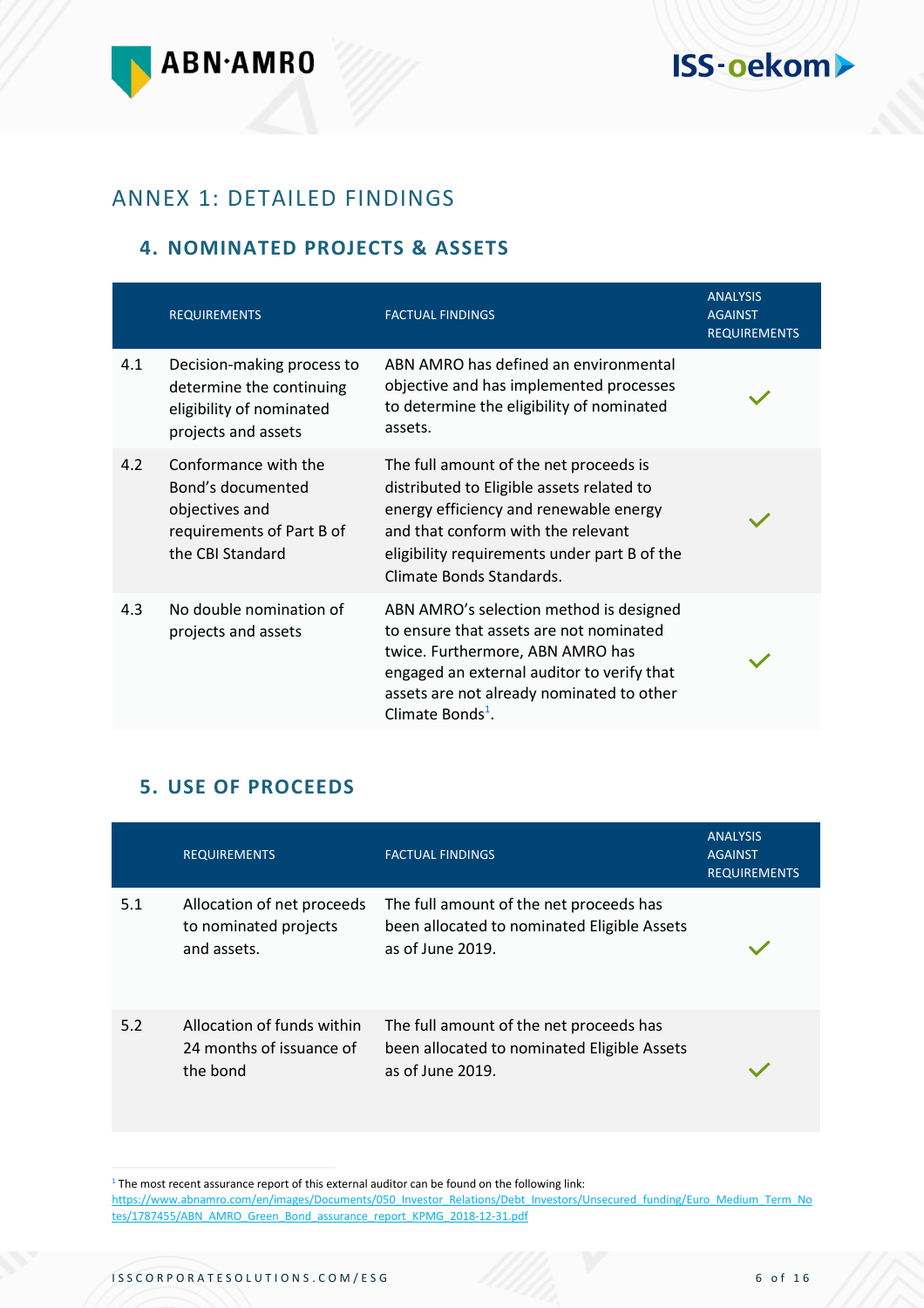# ANNEX 1: DETAILED FINDINGS

## 4. NOMINATED PROJECTS & ASSETS

| | REQUIREMENTS | FACTUAL FINDINGS | ANALYSIS AGAINST REQUIREMENTS |
|---|---|---|---|
| 4.1 | Decision-making process to determine the continuing eligibility of nominated projects and assets | ABN AMRO has defined an environmental objective and has implemented processes to determine the eligibility of nominated assets. | ✓ |
| 4.2 | Conformance with the Bond's documented objectives and requirements of Part B of the CBI Standard | The full amount of the net proceeds is distributed to Eligible assets related to energy efficiency and renewable energy and that conform with the relevant eligibility requirements under part B of the Climate Bonds Standards. | ✓ |
| 4.3 | No double nomination of projects and assets | ABN AMRO's selection method is designed to ensure that assets are not nominated twice. Furthermore, ABN AMRO has engaged an external auditor to verify that assets are not already nominated to other Climate Bonds[1]. | ✓ |

## 5. USE OF PROCEEDS

| | REQUIREMENTS | FACTUAL FINDINGS | ANALYSIS AGAINST REQUIREMENTS |
|---|---|---|---|
| 5.1 | Allocation of net proceeds to nominated projects and assets. | The full amount of the net proceeds has been allocated to nominated Eligible Assets as of June 2019. | ✓ |
| 5.2 | Allocation of funds within 24 months of issuance of the bond | The full amount of the net proceeds has been allocated to nominated Eligible Assets as of June 2019. | ✓ |

[1] The most recent assurance report of this external auditor can be found on the following link: https://www.abnamro.com/en/images/Documents/050_Investor_Relations/Debt_Investors/Unsecured_funding/Euro_Medium_Term_Notes/1787455/ABN_AMRO_Green_Bond_assurance_report_KPMG_2018-12-31.pdf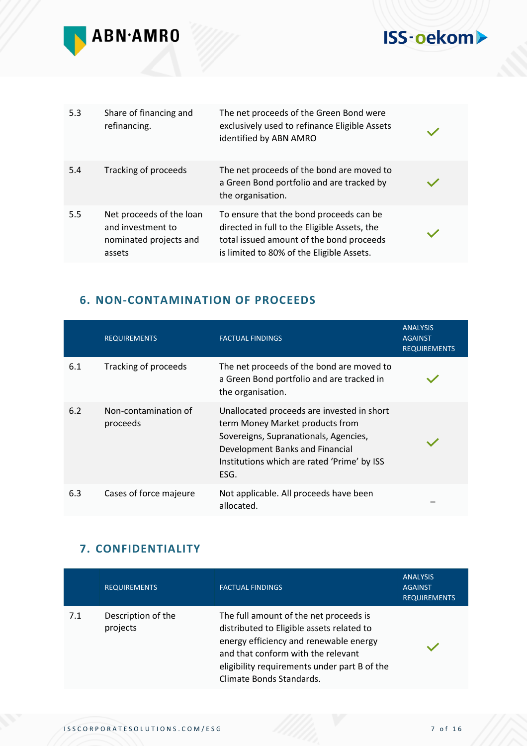| | | | |
|---|---|---|---|
| 5.3 | Share of financing and refinancing. | The net proceeds of the Green Bond were exclusively used to refinance Eligible Assets identified by ABN AMRO | ✓ |
| 5.4 | Tracking of proceeds | The net proceeds of the bond are moved to a Green Bond portfolio and are tracked by the organisation. | ✓ |
| 5.5 | Net proceeds of the loan and investment to nominated projects and assets | To ensure that the bond proceeds can be directed in full to the Eligible Assets, the total issued amount of the bond proceeds is limited to 80% of the Eligible Assets. | ✓ |

## 6. NON-CONTAMINATION OF PROCEEDS

| | REQUIREMENTS | FACTUAL FINDINGS | ANALYSIS AGAINST REQUIREMENTS |
|---|---|---|---|
| 6.1 | Tracking of proceeds | The net proceeds of the bond are moved to a Green Bond portfolio and are tracked in the organisation. | ✓ |
| 6.2 | Non-contamination of proceeds | Unallocated proceeds are invested in short term Money Market products from Sovereigns, Supranationals, Agencies, Development Banks and Financial Institutions which are rated 'Prime' by ISS ESG. | ✓ |
| 6.3 | Cases of force majeure | Not applicable. All proceeds have been allocated. | - |

## 7. CONFIDENTIALITY

| | REQUIREMENTS | FACTUAL FINDINGS | ANALYSIS AGAINST REQUIREMENTS |
|---|---|---|---|
| 7.1 | Description of the projects | The full amount of the net proceeds is distributed to Eligible assets related to energy efficiency and renewable energy and that conform with the relevant eligibility requirements under part B of the Climate Bonds Standards. | ✓ |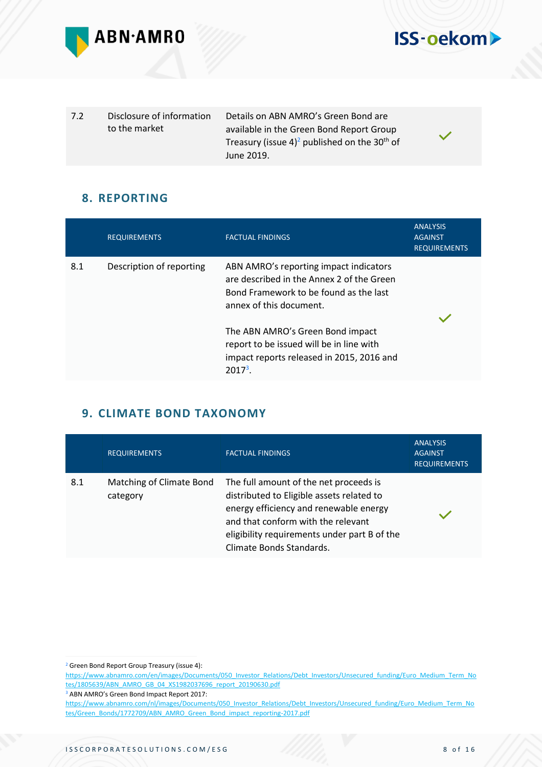| | | | |
|---|---|---|---|
| 7.2 | Disclosure of information to the market | Details on ABN AMRO's Green Bond are available in the Green Bond Report Group Treasury (issue 4)[2] published on the 30th of June 2019. | ✓ |

## 8. REPORTING

| | REQUIREMENTS | FACTUAL FINDINGS | ANALYSIS AGAINST REQUIREMENTS |
|---|---|---|---|
| 8.1 | Description of reporting | ABN AMRO's reporting impact indicators are described in the Annex 2 of the Green Bond Framework to be found as the last annex of this document.<br><br>The ABN AMRO's Green Bond impact report to be issued will be in line with impact reports released in 2015, 2016 and 2017[3]. | ✓ |

## 9. CLIMATE BOND TAXONOMY

| | REQUIREMENTS | FACTUAL FINDINGS | ANALYSIS AGAINST REQUIREMENTS |
|---|---|---|---|
| 8.1 | Matching of Climate Bond category | The full amount of the net proceeds is distributed to Eligible assets related to energy efficiency and renewable energy and that conform with the relevant eligibility requirements under part B of the Climate Bonds Standards. | ✓ |

[2] Green Bond Report Group Treasury (issue 4): https://www.abnamro.com/en/images/Documents/050_Investor_Relations/Debt_Investors/Unsecured_funding/Euro_Medium_Term_Notes/1805639/ABN_AMRO_GB_04_XS1982037696_report_20190630.pdf

[3] ABN AMRO's Green Bond Impact Report 2017: https://www.abnamro.com/nl/images/Documents/050_Investor_Relations/Debt_Investors/Unsecured_funding/Euro_Medium_Term_Notes/Green_Bonds/1772709/ABN_AMRO_Green_Bond_impact_reporting-2017.pdf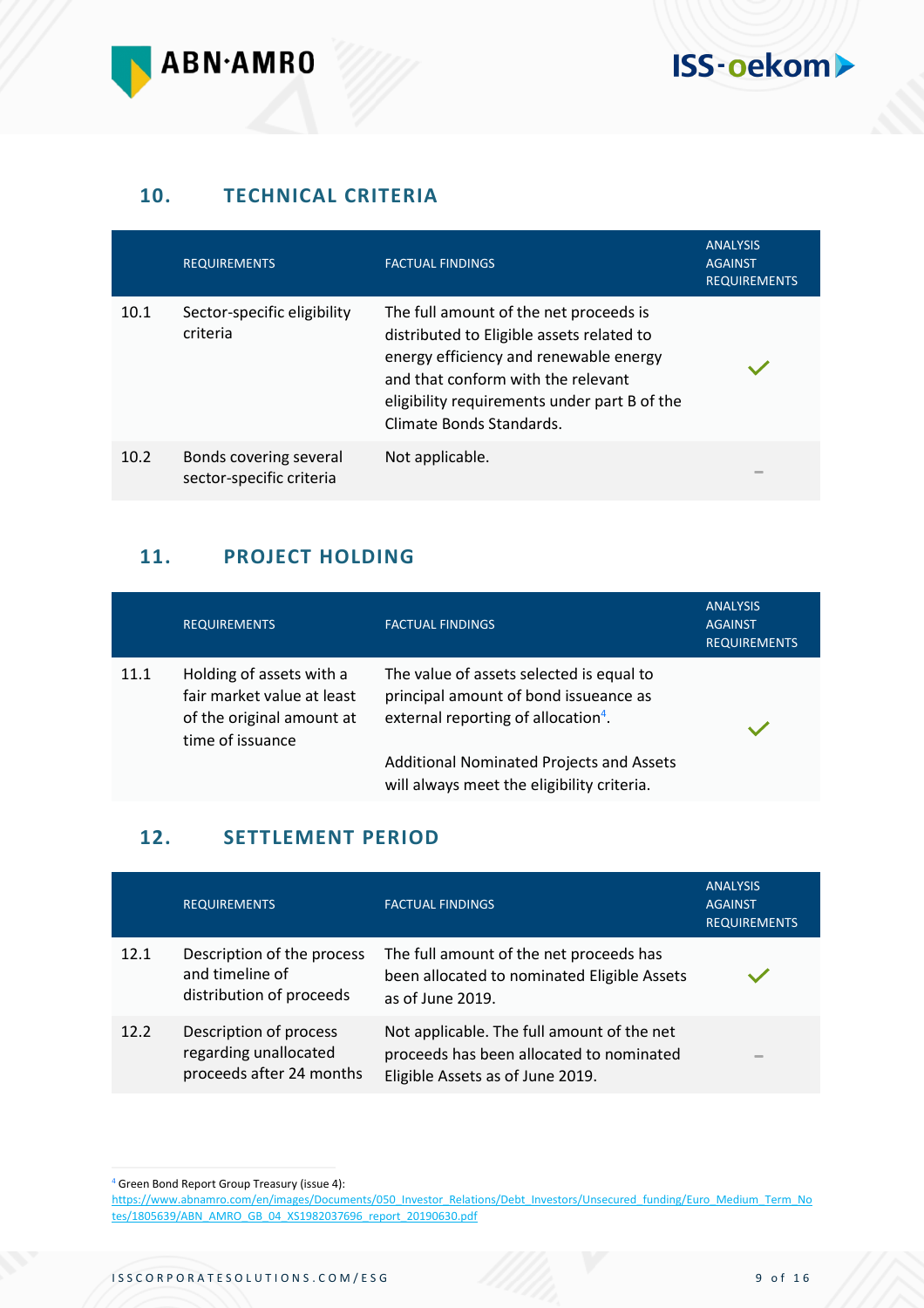## 10. TECHNICAL CRITERIA

| | REQUIREMENTS | FACTUAL FINDINGS | ANALYSIS AGAINST REQUIREMENTS |
|---|---|---|---|
| 10.1 | Sector-specific eligibility criteria | The full amount of the net proceeds is distributed to Eligible assets related to energy efficiency and renewable energy and that conform with the relevant eligibility requirements under part B of the Climate Bonds Standards. | ✓ |
| 10.2 | Bonds covering several sector-specific criteria | Not applicable. | – |

## 11. PROJECT HOLDING

| | REQUIREMENTS | FACTUAL FINDINGS | ANALYSIS AGAINST REQUIREMENTS |
|---|---|---|---|
| 11.1 | Holding of assets with a fair market value at least of the original amount at time of issuance | The value of assets selected is equal to principal amount of bond issuance as external reporting of allocation[4].<br><br>Additional Nominated Projects and Assets will always meet the eligibility criteria. | ✓ |

## 12. SETTLEMENT PERIOD

| | REQUIREMENTS | FACTUAL FINDINGS | ANALYSIS AGAINST REQUIREMENTS |
|---|---|---|---|
| 12.1 | Description of the process and timeline of distribution of proceeds | The full amount of the net proceeds has been allocated to nominated Eligible Assets as of June 2019. | ✓ |
| 12.2 | Description of process regarding unallocated proceeds after 24 months | Not applicable. The full amount of the net proceeds has been allocated to nominated Eligible Assets as of June 2019. | – |

[4] Green Bond Report Group Treasury (issue 4): https://www.abnamro.com/en/images/Documents/050_Investor_Relations/Debt_Investors/Unsecured_funding/Euro_Medium_Term_Notes/1805639/ABN_AMRO_GB_04_XS1982037696_report_20190630.pdf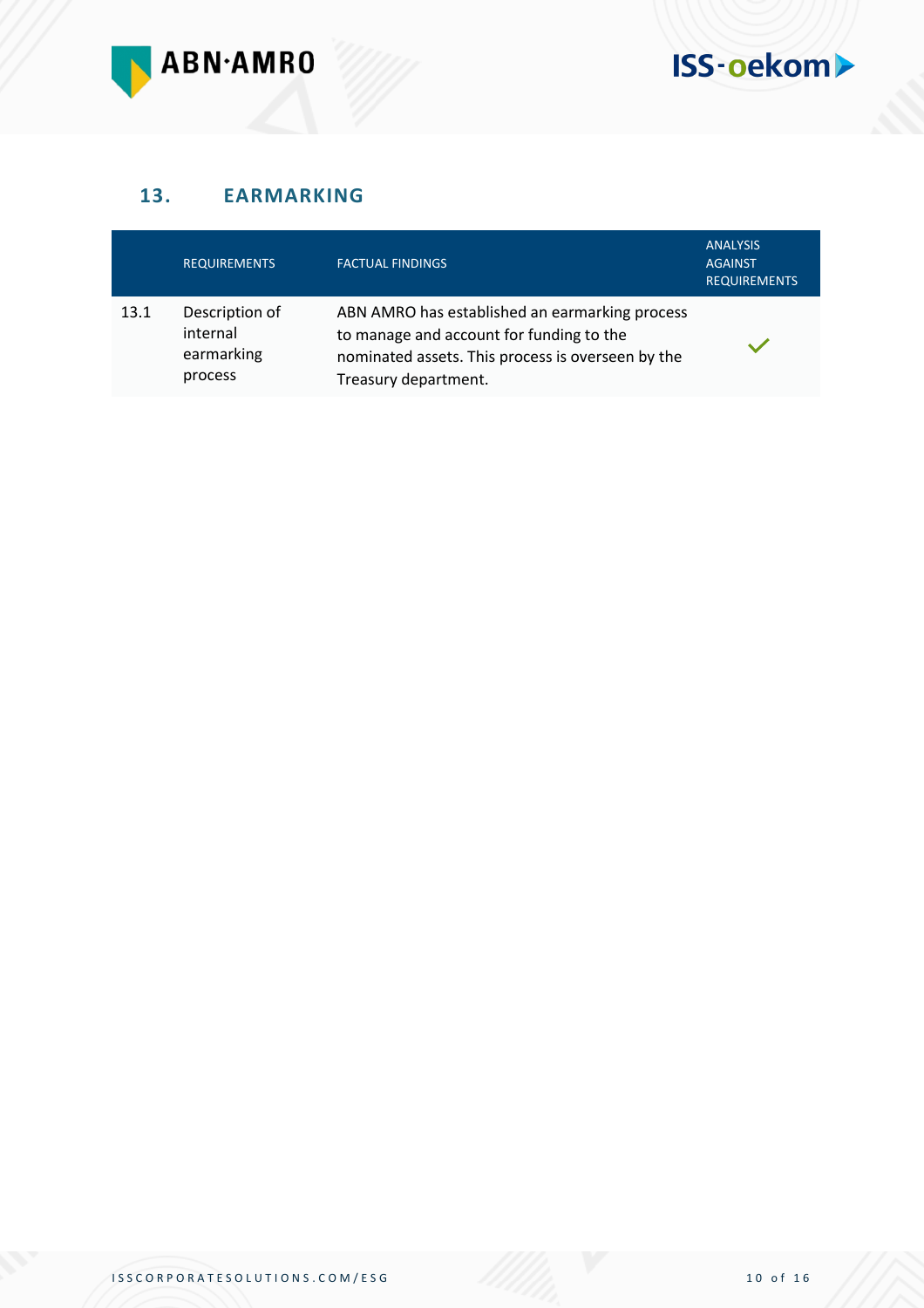## 13. EARMARKING

| | REQUIREMENTS | FACTUAL FINDINGS | ANALYSIS AGAINST REQUIREMENTS |
|---|---|---|---|
| 13.1 | Description of internal earmarking process | ABN AMRO has established an earmarking process to manage and account for funding to the nominated assets. This process is overseen by the Treasury department. | ✓ |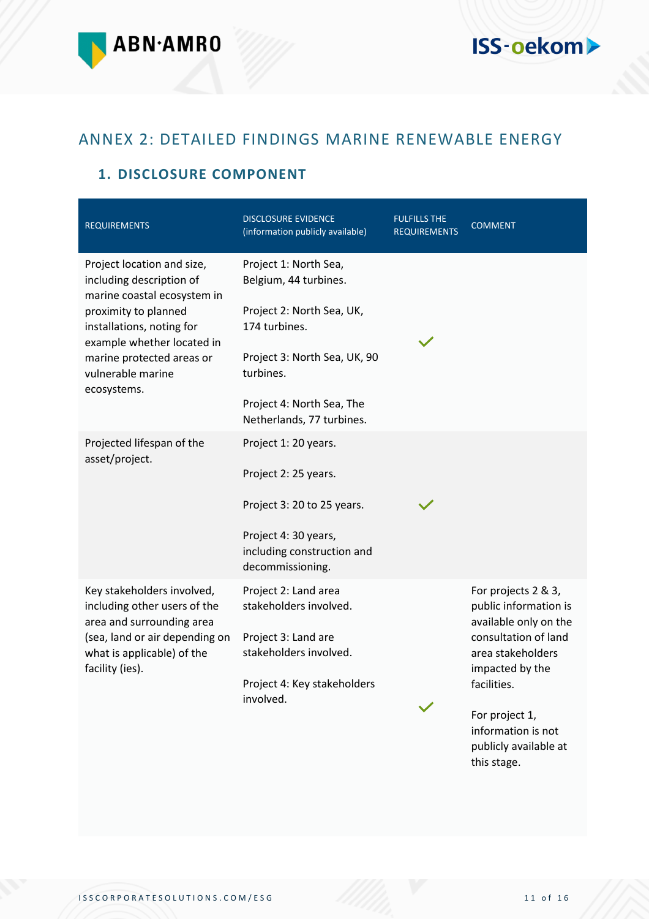# ANNEX 2: DETAILED FINDINGS MARINE RENEWABLE ENERGY

## 1. DISCLOSURE COMPONENT

| REQUIREMENTS | DISCLOSURE EVIDENCE (information publicly available) | FULFILLS THE REQUIREMENTS | COMMENT |
|---|---|---|---|
| Project location and size, including description of marine coastal ecosystem in proximity to planned installations, noting for example whether located in marine protected areas or vulnerable marine ecosystems. | Project 1: North Sea, Belgium, 44 turbines.<br><br>Project 2: North Sea, UK, 174 turbines.<br><br>Project 3: North Sea, UK, 90 turbines.<br><br>Project 4: North Sea, The Netherlands, 77 turbines. | ✓ | |
| Projected lifespan of the asset/project. | Project 1: 20 years.<br><br>Project 2: 25 years.<br><br>Project 3: 20 to 25 years.<br><br>Project 4: 30 years, including construction and decommissioning. | ✓ | |
| Key stakeholders involved, including other users of the area and surrounding area (sea, land or air depending on what is applicable) of the facility (ies). | Project 2: Land area stakeholders involved.<br><br>Project 3: Land are stakeholders involved.<br><br>Project 4: Key stakeholders involved. | ✓ | For projects 2 & 3, public information is available only on the consultation of land area stakeholders impacted by the facilities.<br><br>For project 1, information is not publicly available at this stage. |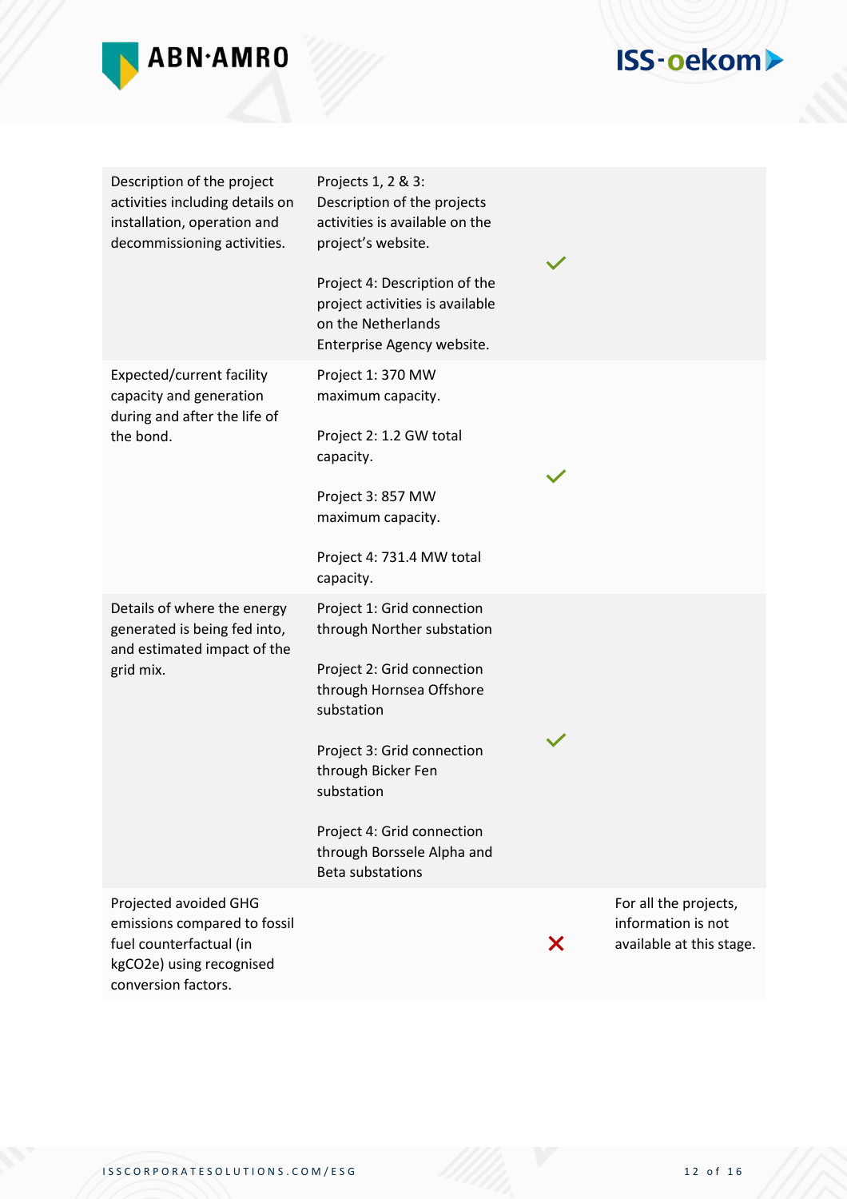| | | | |
|---|---|---|---|
| Description of the project activities including details on installation, operation and decommissioning activities. | Projects 1, 2 & 3: Description of the projects activities is available on the project's website.<br><br>Project 4: Description of the project activities is available on the Netherlands Enterprise Agency website. | ✓ | |
| Expected/current facility capacity and generation during and after the life of the bond. | Project 1: 370 MW maximum capacity.<br><br>Project 2: 1.2 GW total capacity.<br><br>Project 3: 857 MW maximum capacity.<br><br>Project 4: 731.4 MW total capacity. | ✓ | |
| Details of where the energy generated is being fed into, and estimated impact of the grid mix. | Project 1: Grid connection through Norther substation<br><br>Project 2: Grid connection through Hornsea Offshore substation<br><br>Project 3: Grid connection through Bicker Fen substation<br><br>Project 4: Grid connection through Borssele Alpha and Beta substations | ✓ | |
| Projected avoided GHG emissions compared to fossil fuel counterfactual (in kgCO2e) using recognised conversion factors. | | ✗ | For all the projects, information is not available at this stage. |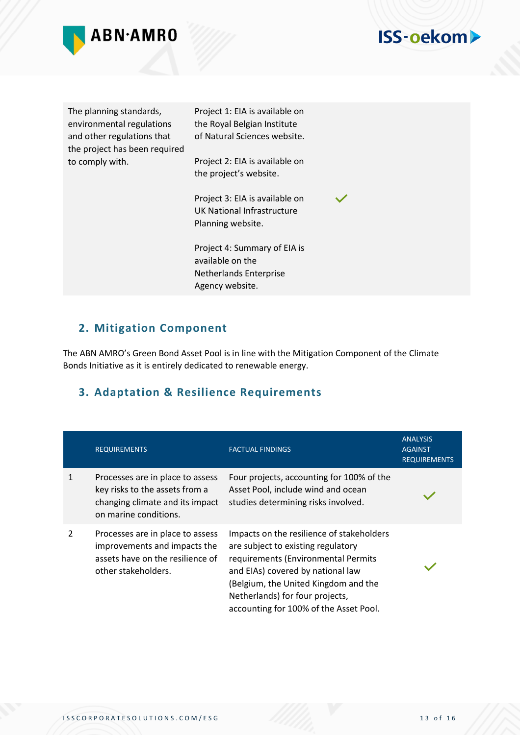| | | |
|---|---|---|
| The planning standards, environmental regulations and other regulations that the project has been required to comply with. | Project 1: EIA is available on the Royal Belgian Institute of Natural Sciences website.<br><br>Project 2: EIA is available on the project's website.<br><br>Project 3: EIA is available on UK National Infrastructure Planning website.<br><br>Project 4: Summary of EIA is available on the Netherlands Enterprise Agency website. | ✓ |

## 2. Mitigation Component

The ABN AMRO's Green Bond Asset Pool is in line with the Mitigation Component of the Climate Bonds Initiative as it is entirely dedicated to renewable energy.

## 3. Adaptation & Resilience Requirements

| | REQUIREMENTS | FACTUAL FINDINGS | ANALYSIS AGAINST REQUIREMENTS |
|---|---|---|---|
| 1 | Processes are in place to assess key risks to the assets from a changing climate and its impact on marine conditions. | Four projects, accounting for 100% of the Asset Pool, include wind and ocean studies determining risks involved. | ✓ |
| 2 | Processes are in place to assess improvements and impacts the assets have on the resilience of other stakeholders. | Impacts on the resilience of stakeholders are subject to existing regulatory requirements (Environmental Permits and EIAs) covered by national law (Belgium, the United Kingdom and the Netherlands) for four projects, accounting for 100% of the Asset Pool. | ✓ |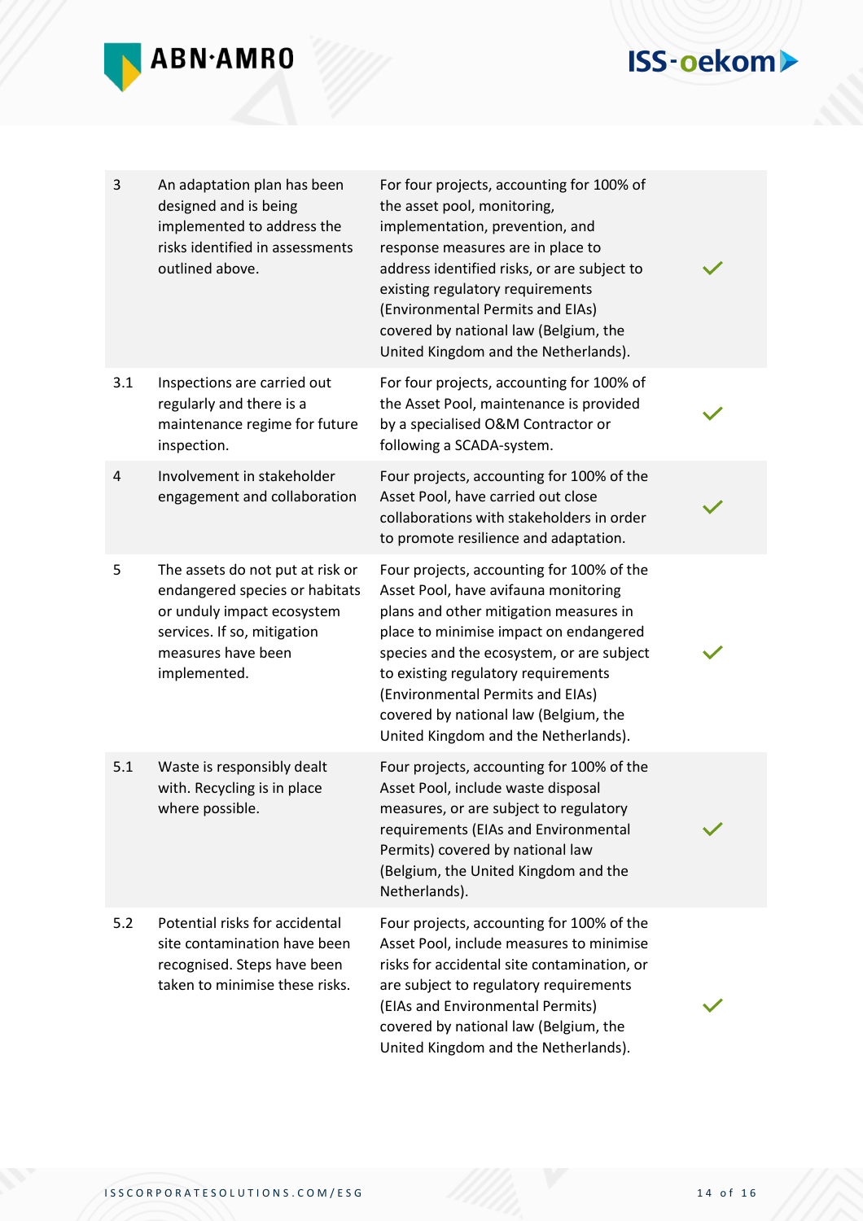| | | | |
|---|---|---|---|
| 3 | An adaptation plan has been designed and is being implemented to address the risks identified in assessments outlined above. | For four projects, accounting for 100% of the asset pool, monitoring, implementation, prevention, and response measures are in place to address identified risks, or are subject to existing regulatory requirements (Environmental Permits and EIAs) covered by national law (Belgium, the United Kingdom and the Netherlands). | ✓ |
| 3.1 | Inspections are carried out regularly and there is a maintenance regime for future inspection. | For four projects, accounting for 100% of the Asset Pool, maintenance is provided by a specialised O&M Contractor or following a SCADA-system. | ✓ |
| 4 | Involvement in stakeholder engagement and collaboration | Four projects, accounting for 100% of the Asset Pool, have carried out close collaborations with stakeholders in order to promote resilience and adaptation. | ✓ |
| 5 | The assets do not put at risk or endangered species or habitats or unduly impact ecosystem services. If so, mitigation measures have been implemented. | Four projects, accounting for 100% of the Asset Pool, have avifauna monitoring plans and other mitigation measures in place to minimise impact on endangered species and the ecosystem, or are subject to existing regulatory requirements (Environmental Permits and EIAs) covered by national law (Belgium, the United Kingdom and the Netherlands). | ✓ |
| 5.1 | Waste is responsibly dealt with. Recycling is in place where possible. | Four projects, accounting for 100% of the Asset Pool, include waste disposal measures, or are subject to regulatory requirements (EIAs and Environmental Permits) covered by national law (Belgium, the United Kingdom and the Netherlands). | ✓ |
| 5.2 | Potential risks for accidental site contamination have been recognised. Steps have been taken to minimise these risks. | Four projects, accounting for 100% of the Asset Pool, include measures to minimise risks for accidental site contamination, or are subject to regulatory requirements (EIAs and Environmental Permits) covered by national law (Belgium, the United Kingdom and the Netherlands). | ✓ |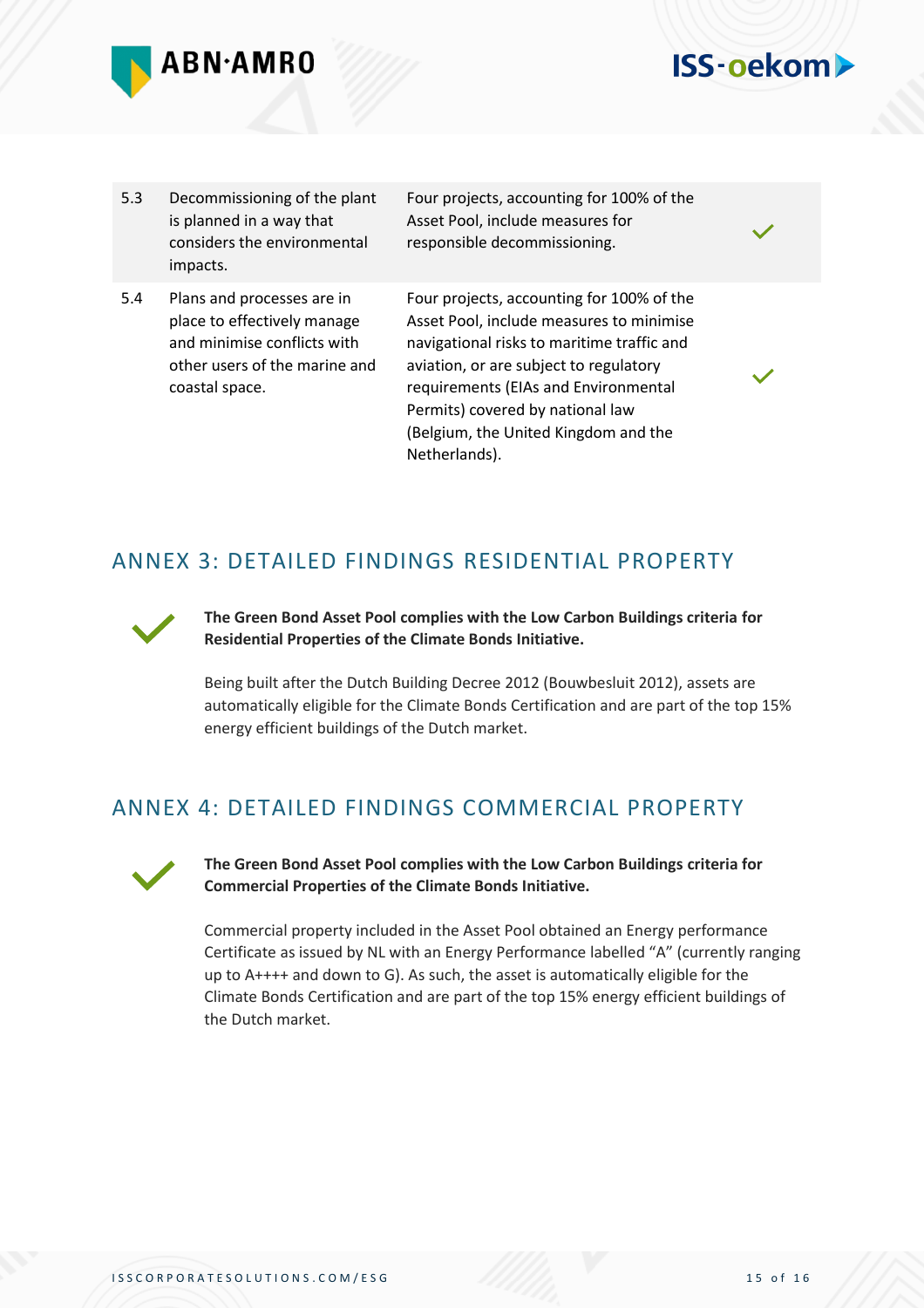| | | | |
|---|---|---|---|
| 5.3 | Decommissioning of the plant is planned in a way that considers the environmental impacts. | Four projects, accounting for 100% of the Asset Pool, include measures for responsible decommissioning. | ✓ |
| 5.4 | Plans and processes are in place to effectively manage and minimise conflicts with other users of the marine and coastal space. | Four projects, accounting for 100% of the Asset Pool, include measures to minimise navigational risks to maritime traffic and aviation, or are subject to regulatory requirements (EIAs and Environmental Permits) covered by national law (Belgium, the United Kingdom and the Netherlands). | ✓ |

## ANNEX 3: DETAILED FINDINGS RESIDENTIAL PROPERTY

✓ **The Green Bond Asset Pool complies with the Low Carbon Buildings criteria for Residential Properties of the Climate Bonds Initiative.**

Being built after the Dutch Building Decree 2012 (Bouwbesluit 2012), assets are automatically eligible for the Climate Bonds Certification and are part of the top 15% energy efficient buildings of the Dutch market.

## ANNEX 4: DETAILED FINDINGS COMMERCIAL PROPERTY

✓ **The Green Bond Asset Pool complies with the Low Carbon Buildings criteria for Commercial Properties of the Climate Bonds Initiative.**

Commercial property included in the Asset Pool obtained an Energy performance Certificate as issued by NL with an Energy Performance labelled "A" (currently ranging up to A++++ and down to G). As such, the asset is automatically eligible for the Climate Bonds Certification and are part of the top 15% energy efficient buildings of the Dutch market.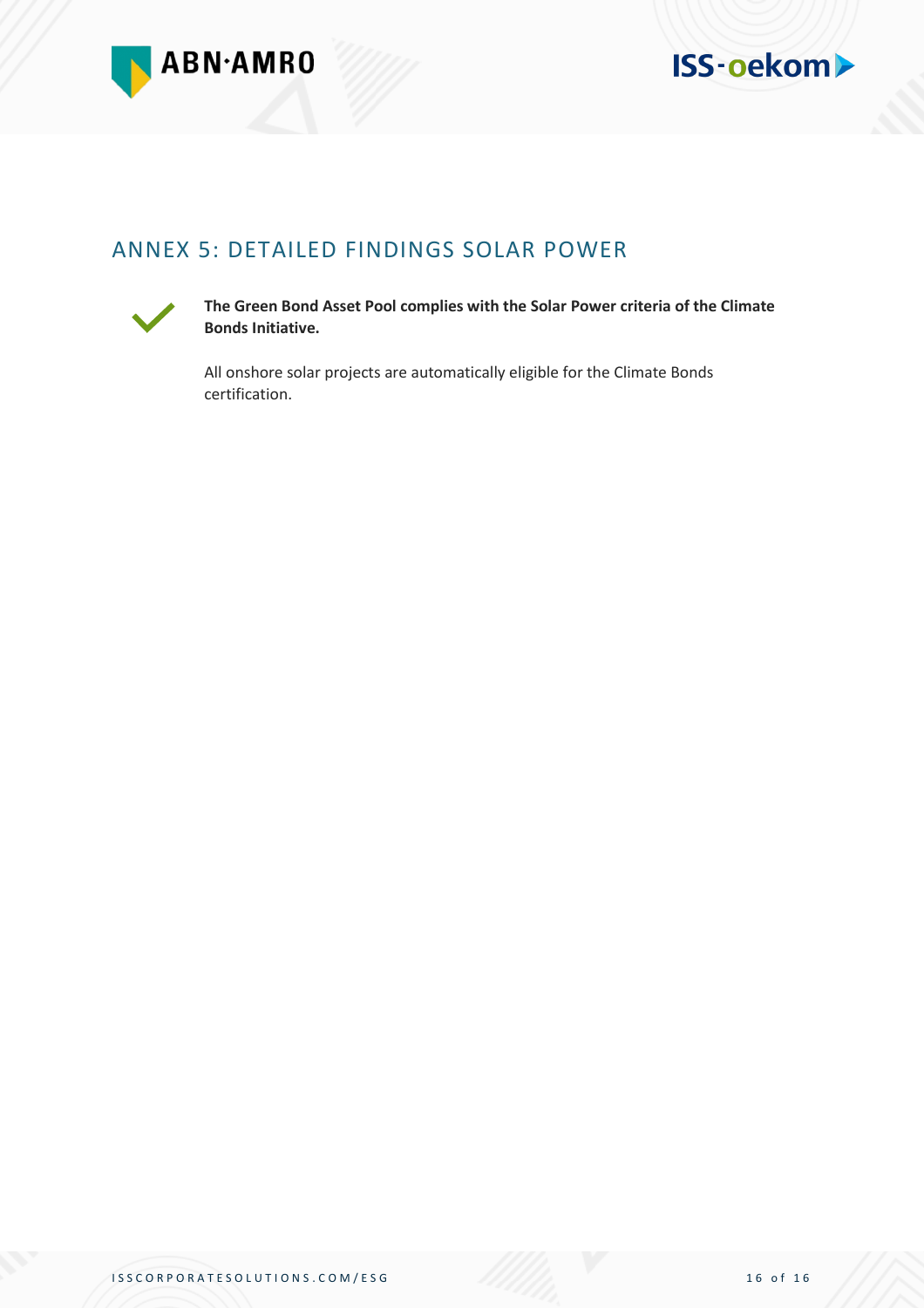## ANNEX 5: DETAILED FINDINGS SOLAR POWER

**The Green Bond Asset Pool complies with the Solar Power criteria of the Climate Bonds Initiative.**

All onshore solar projects are automatically eligible for the Climate Bonds certification.